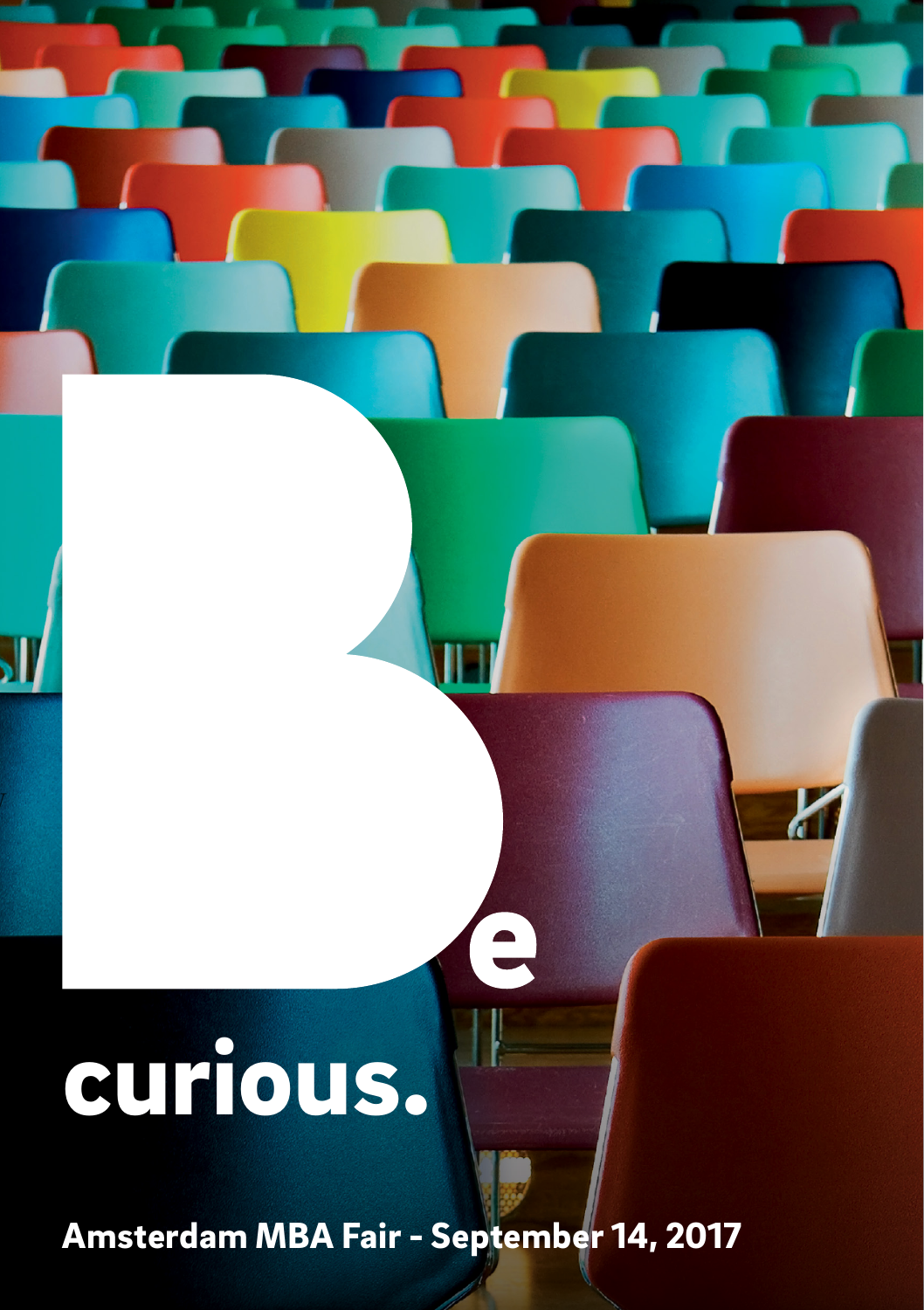# Be curious.

**Amsterdam MBA Fair - September 14, 2017**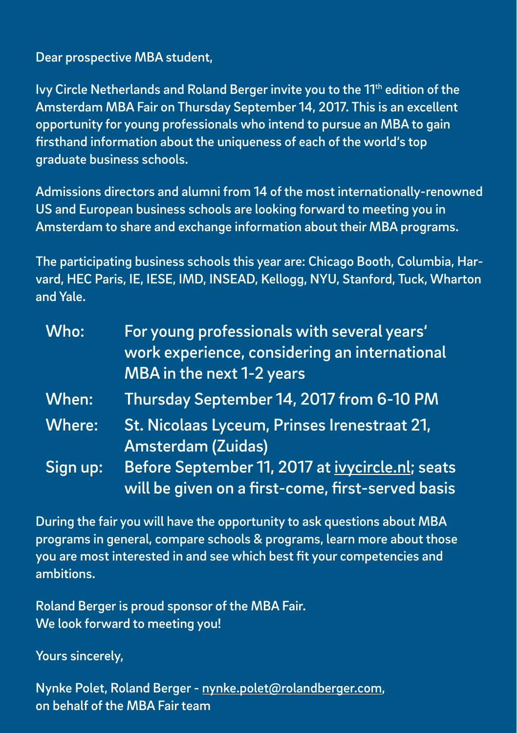Dear prospective MBA student,

Ivy Circle Netherlands and Roland Berger invite you to the 11th edition of the Amsterdam MBA Fair on Thursday September 14, 2017. This is an excellent opportunity for young professionals who intend to pursue an MBA to gain firsthand information about the uniqueness of each of the world's top graduate business schools.

Admissions directors and alumni from 14 of the most internationally-renowned US and European business schools are looking forward to meeting you in Amsterdam to share and exchange information about their MBA programs.

The participating business schools this year are: Chicago Booth, Columbia, Harvard, HEC Paris, IE, IESE, IMD, INSEAD, Kellogg, NYU, Stanford, Tuck, Wharton and Yale.

| | |
|---|---|
| Who: | For young professionals with several years' work experience, considering an international MBA in the next 1-2 years |
| When: | Thursday September 14, 2017 from 6-10 PM |
| Where: | St. Nicolaas Lyceum, Prinses Irenestraat 21, Amsterdam (Zuidas) |
| Sign up: | Before September 11, 2017 at ivycircle.nl; seats will be given on a first-come, first-served basis |

During the fair you will have the opportunity to ask questions about MBA programs in general, compare schools & programs, learn more about those you are most interested in and see which best fit your competencies and ambitions.

Roland Berger is proud sponsor of the MBA Fair.
We look forward to meeting you!

Yours sincerely,

Nynke Polet, Roland Berger - nynke.polet@rolandberger.com,
on behalf of the MBA Fair team